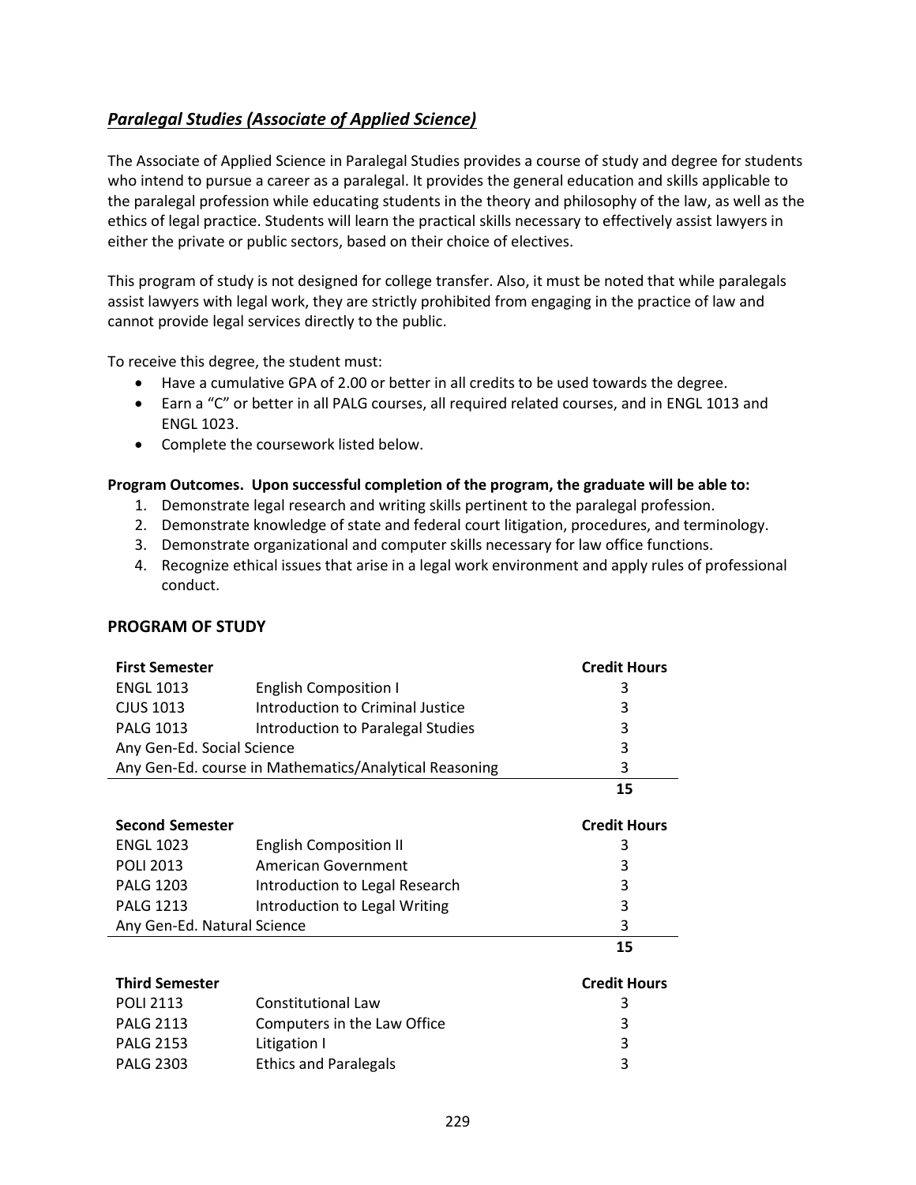## ***Paralegal Studies (Associate of Applied Science)***

The Associate of Applied Science in Paralegal Studies provides a course of study and degree for students who intend to pursue a career as a paralegal. It provides the general education and skills applicable to the paralegal profession while educating students in the theory and philosophy of the law, as well as the ethics of legal practice. Students will learn the practical skills necessary to effectively assist lawyers in either the private or public sectors, based on their choice of electives.

This program of study is not designed for college transfer. Also, it must be noted that while paralegals assist lawyers with legal work, they are strictly prohibited from engaging in the practice of law and cannot provide legal services directly to the public.

To receive this degree, the student must:

- Have a cumulative GPA of 2.00 or better in all credits to be used towards the degree.
- Earn a "C" or better in all PALG courses, all required related courses, and in ENGL 1013 and ENGL 1023.
- Complete the coursework listed below.

**Program Outcomes. Upon successful completion of the program, the graduate will be able to:**

1. Demonstrate legal research and writing skills pertinent to the paralegal profession.
2. Demonstrate knowledge of state and federal court litigation, procedures, and terminology.
3. Demonstrate organizational and computer skills necessary for law office functions.
4. Recognize ethical issues that arise in a legal work environment and apply rules of professional conduct.

### PROGRAM OF STUDY

| **First Semester** | | **Credit Hours** |
|---|---|---|
| ENGL 1013 | English Composition I | 3 |
| CJUS 1013 | Introduction to Criminal Justice | 3 |
| PALG 1013 | Introduction to Paralegal Studies | 3 |
| Any Gen-Ed. Social Science | | 3 |
| Any Gen-Ed. course in Mathematics/Analytical Reasoning | | 3 |
| | | **15** |

| **Second Semester** | | **Credit Hours** |
|---|---|---|
| ENGL 1023 | English Composition II | 3 |
| POLI 2013 | American Government | 3 |
| PALG 1203 | Introduction to Legal Research | 3 |
| PALG 1213 | Introduction to Legal Writing | 3 |
| Any Gen-Ed. Natural Science | | 3 |
| | | **15** |

| **Third Semester** | | **Credit Hours** |
|---|---|---|
| POLI 2113 | Constitutional Law | 3 |
| PALG 2113 | Computers in the Law Office | 3 |
| PALG 2153 | Litigation I | 3 |
| PALG 2303 | Ethics and Paralegals | 3 |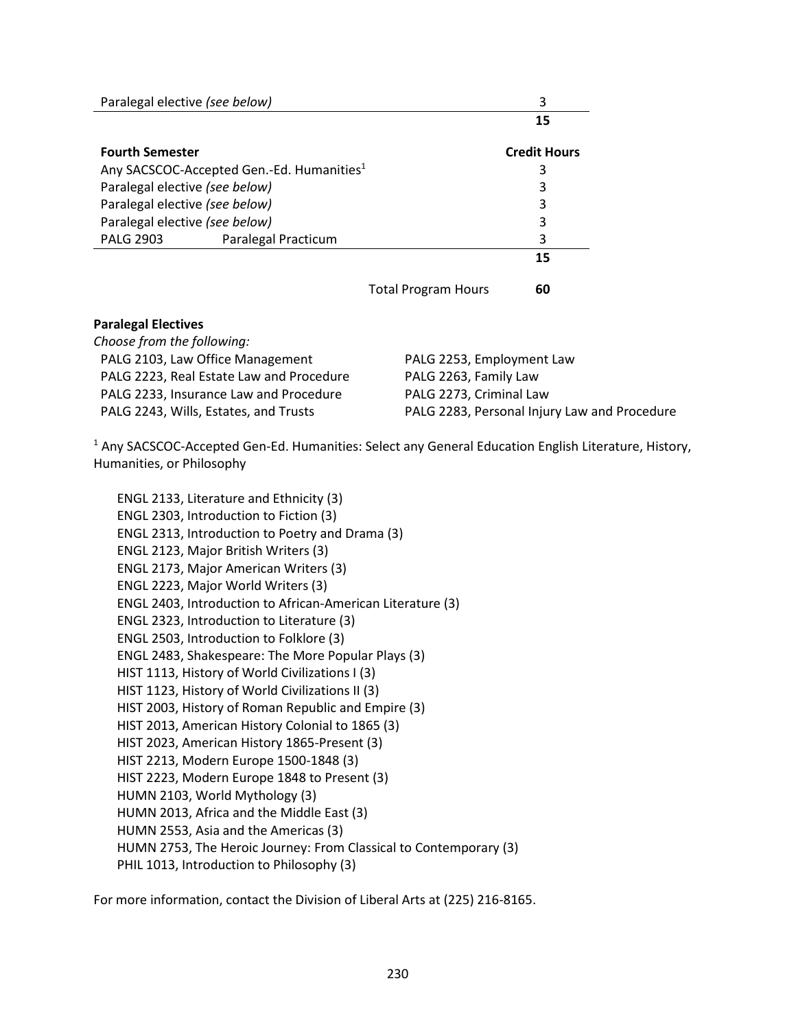| | | |
|---|---|---|
| Paralegal elective *(see below)* | | 3 |
| | | **15** |
| **Fourth Semester** | | **Credit Hours** |
| Any SACSCOC-Accepted Gen.-Ed. Humanities[1] | | 3 |
| Paralegal elective *(see below)* | | 3 |
| Paralegal elective *(see below)* | | 3 |
| Paralegal elective *(see below)* | | 3 |
| PALG 2903 | Paralegal Practicum | 3 |
| | | **15** |
| | Total Program Hours | **60** |

**Paralegal Electives**

*Choose from the following:*

- PALG 2103, Law Office Management
- PALG 2223, Real Estate Law and Procedure
- PALG 2233, Insurance Law and Procedure
- PALG 2243, Wills, Estates, and Trusts
- PALG 2253, Employment Law
- PALG 2263, Family Law
- PALG 2273, Criminal Law
- PALG 2283, Personal Injury Law and Procedure

[1] Any SACSCOC-Accepted Gen-Ed. Humanities: Select any General Education English Literature, History, Humanities, or Philosophy

- ENGL 2133, Literature and Ethnicity (3)
- ENGL 2303, Introduction to Fiction (3)
- ENGL 2313, Introduction to Poetry and Drama (3)
- ENGL 2123, Major British Writers (3)
- ENGL 2173, Major American Writers (3)
- ENGL 2223, Major World Writers (3)
- ENGL 2403, Introduction to African-American Literature (3)
- ENGL 2323, Introduction to Literature (3)
- ENGL 2503, Introduction to Folklore (3)
- ENGL 2483, Shakespeare: The More Popular Plays (3)
- HIST 1113, History of World Civilizations I (3)
- HIST 1123, History of World Civilizations II (3)
- HIST 2003, History of Roman Republic and Empire (3)
- HIST 2013, American History Colonial to 1865 (3)
- HIST 2023, American History 1865-Present (3)
- HIST 2213, Modern Europe 1500-1848 (3)
- HIST 2223, Modern Europe 1848 to Present (3)
- HUMN 2103, World Mythology (3)
- HUMN 2013, Africa and the Middle East (3)
- HUMN 2553, Asia and the Americas (3)
- HUMN 2753, The Heroic Journey: From Classical to Contemporary (3)
- PHIL 1013, Introduction to Philosophy (3)

For more information, contact the Division of Liberal Arts at (225) 216-8165.